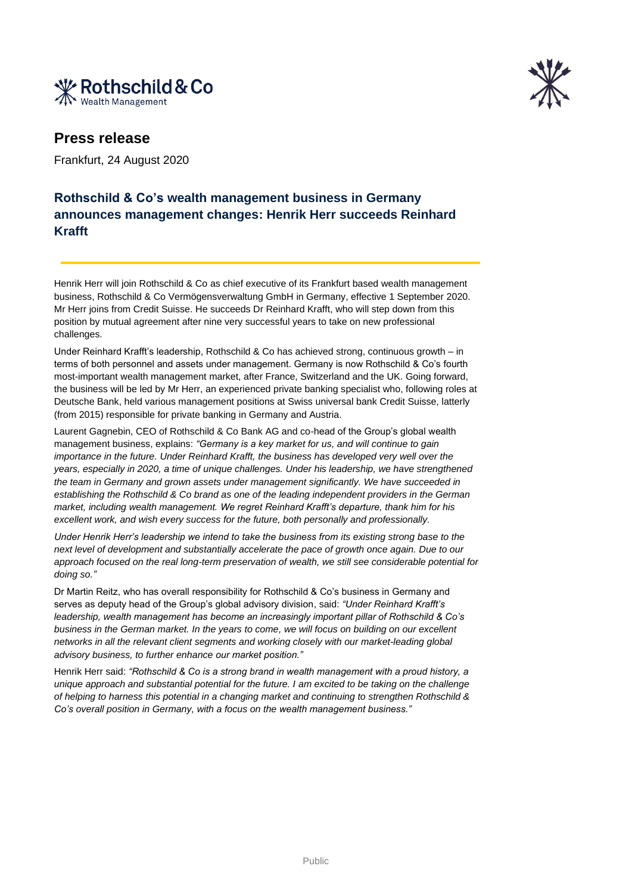Rothschild & Co
Wealth Management

# Press release

Frankfurt, 24 August 2020

## Rothschild & Co's wealth management business in Germany announces management changes: Henrik Herr succeeds Reinhard Krafft

Henrik Herr will join Rothschild & Co as chief executive of its Frankfurt based wealth management business, Rothschild & Co Vermögensverwaltung GmbH in Germany, effective 1 September 2020. Mr Herr joins from Credit Suisse. He succeeds Dr Reinhard Krafft, who will step down from this position by mutual agreement after nine very successful years to take on new professional challenges.

Under Reinhard Krafft's leadership, Rothschild & Co has achieved strong, continuous growth – in terms of both personnel and assets under management. Germany is now Rothschild & Co's fourth most-important wealth management market, after France, Switzerland and the UK. Going forward, the business will be led by Mr Herr, an experienced private banking specialist who, following roles at Deutsche Bank, held various management positions at Swiss universal bank Credit Suisse, latterly (from 2015) responsible for private banking in Germany and Austria.

Laurent Gagnebin, CEO of Rothschild & Co Bank AG and co-head of the Group's global wealth management business, explains: *"Germany is a key market for us, and will continue to gain importance in the future. Under Reinhard Krafft, the business has developed very well over the years, especially in 2020, a time of unique challenges. Under his leadership, we have strengthened the team in Germany and grown assets under management significantly. We have succeeded in establishing the Rothschild & Co brand as one of the leading independent providers in the German market, including wealth management. We regret Reinhard Krafft's departure, thank him for his excellent work, and wish every success for the future, both personally and professionally.*

*Under Henrik Herr's leadership we intend to take the business from its existing strong base to the next level of development and substantially accelerate the pace of growth once again. Due to our approach focused on the real long-term preservation of wealth, we still see considerable potential for doing so."*

Dr Martin Reitz, who has overall responsibility for Rothschild & Co's business in Germany and serves as deputy head of the Group's global advisory division, said: *"Under Reinhard Krafft's leadership, wealth management has become an increasingly important pillar of Rothschild & Co's business in the German market. In the years to come, we will focus on building on our excellent networks in all the relevant client segments and working closely with our market-leading global advisory business, to further enhance our market position."*

Henrik Herr said: *"Rothschild & Co is a strong brand in wealth management with a proud history, a unique approach and substantial potential for the future. I am excited to be taking on the challenge of helping to harness this potential in a changing market and continuing to strengthen Rothschild & Co's overall position in Germany, with a focus on the wealth management business."*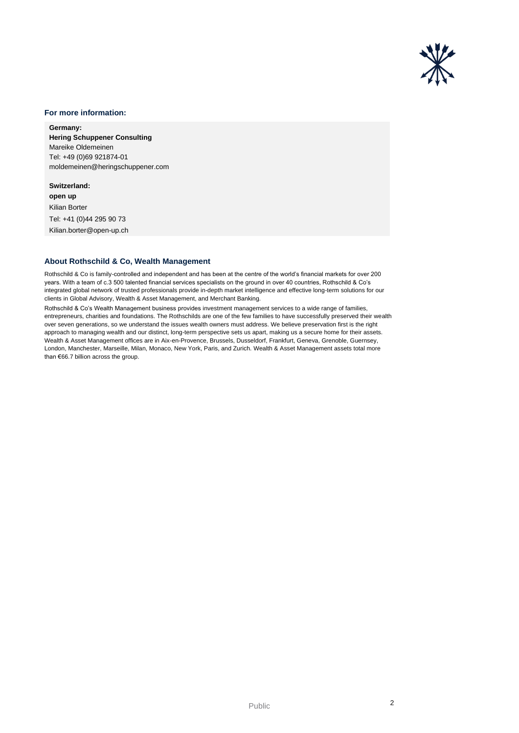## For more information:

**Germany:**
**Hering Schuppener Consulting**
Mareike Oldemeinen
Tel: +49 (0)69 921874-01
moldemeinen@heringschuppener.com

**Switzerland:**
**open up**
Kilian Borter
Tel: +41 (0)44 295 90 73
Kilian.borter@open-up.ch

## About Rothschild & Co, Wealth Management

Rothschild & Co is family-controlled and independent and has been at the centre of the world's financial markets for over 200 years. With a team of c.3 500 talented financial services specialists on the ground in over 40 countries, Rothschild & Co's integrated global network of trusted professionals provide in-depth market intelligence and effective long-term solutions for our clients in Global Advisory, Wealth & Asset Management, and Merchant Banking.

Rothschild & Co's Wealth Management business provides investment management services to a wide range of families, entrepreneurs, charities and foundations. The Rothschilds are one of the few families to have successfully preserved their wealth over seven generations, so we understand the issues wealth owners must address. We believe preservation first is the right approach to managing wealth and our distinct, long-term perspective sets us apart, making us a secure home for their assets. Wealth & Asset Management offices are in Aix-en-Provence, Brussels, Dusseldorf, Frankfurt, Geneva, Grenoble, Guernsey, London, Manchester, Marseille, Milan, Monaco, New York, Paris, and Zurich. Wealth & Asset Management assets total more than €66.7 billion across the group.

Public